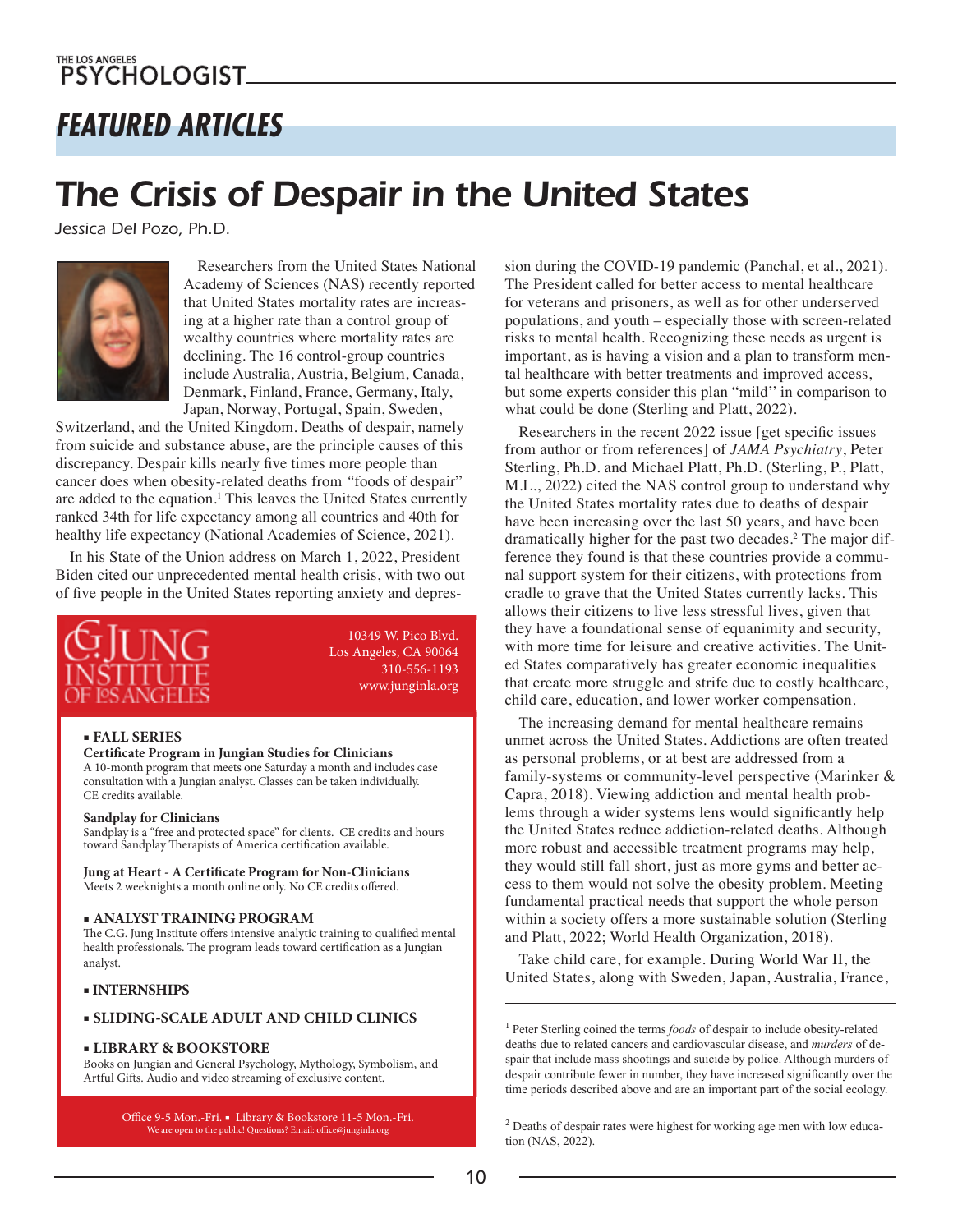## FEATURED ARTICLES

# The Crisis of Despair in the United States

*Jessica Del Pozo, Ph.D.*

Researchers from the United States National Academy of Sciences (NAS) recently reported that United States mortality rates are increasing at a higher rate than a control group of wealthy countries where mortality rates are declining. The 16 control-group countries include Australia, Austria, Belgium, Canada, Denmark, Finland, France, Germany, Italy, Japan, Norway, Portugal, Spain, Sweden, Switzerland, and the United Kingdom. Deaths of despair, namely from suicide and substance abuse, are the principle causes of this discrepancy. Despair kills nearly five times more people than cancer does when obesity-related deaths from "foods of despair" are added to the equation.[1] This leaves the United States currently ranked 34th for life expectancy among all countries and 40th for healthy life expectancy (National Academies of Science, 2021).

In his State of the Union address on March 1, 2022, President Biden cited our unprecedented mental health crisis, with two out of five people in the United States reporting anxiety and depression during the COVID-19 pandemic (Panchal, et al., 2021). The President called for better access to mental healthcare for veterans and prisoners, as well as for other underserved populations, and youth – especially those with screen-related risks to mental health. Recognizing these needs as urgent is important, as is having a vision and a plan to transform mental healthcare with better treatments and improved access, but some experts consider this plan "mild" in comparison to what could be done (Sterling and Platt, 2022).

Researchers in the recent 2022 issue [get specific issues from author or from references] of *JAMA Psychiatry*, Peter Sterling, Ph.D. and Michael Platt, Ph.D. (Sterling, P., Platt, M.L., 2022) cited the NAS control group to understand why the United States mortality rates due to deaths of despair have been increasing over the last 50 years, and have been dramatically higher for the past two decades.[2] The major difference they found is that these countries provide a communal support system for their citizens, with protections from cradle to grave that the United States currently lacks. This allows their citizens to live less stressful lives, given that they have a foundational sense of equanimity and security, with more time for leisure and creative activities. The United States comparatively has greater economic inequalities that create more struggle and strife due to costly healthcare, child care, education, and lower worker compensation.

The increasing demand for mental healthcare remains unmet across the United States. Addictions are often treated as personal problems, or at best are addressed from a family-systems or community-level perspective (Marinker & Capra, 2018). Viewing addiction and mental health problems through a wider systems lens would significantly help the United States reduce addiction-related deaths. Although more robust and accessible treatment programs may help, they would still fall short, just as more gyms and better access to them would not solve the obesity problem. Meeting fundamental practical needs that support the whole person within a society offers a more sustainable solution (Sterling and Platt, 2022; World Health Organization, 2018).

Take child care, for example. During World War II, the United States, along with Sweden, Japan, Australia, France,

---

**C.G. JUNG INSTITUTE OF LOS ANGELES**

10349 W. Pico Blvd.
Los Angeles, CA 90064
310-556-1193
www.junginla.org

**▪ FALL SERIES**

**Certificate Program in Jungian Studies for Clinicians**
A 10-month program that meets one Saturday a month and includes case consultation with a Jungian analyst. Classes can be taken individually. CE credits available.

**Sandplay for Clinicians**
Sandplay is a "free and protected space" for clients. CE credits and hours toward Sandplay Therapists of America certification available.

**Jung at Heart - A Certificate Program for Non-Clinicians**
Meets 2 weeknights a month online only. No CE credits offered.

**▪ ANALYST TRAINING PROGRAM**
The C.G. Jung Institute offers intensive analytic training to qualified mental health professionals. The program leads toward certification as a Jungian analyst.

**▪ INTERNSHIPS**

**▪ SLIDING-SCALE ADULT AND CHILD CLINICS**

**▪ LIBRARY & BOOKSTORE**
Books on Jungian and General Psychology, Mythology, Symbolism, and Artful Gifts. Audio and video streaming of exclusive content.

Office 9-5 Mon.-Fri. ▪ Library & Bookstore 11-5 Mon.-Fri.
We are open to the public! Questions? Email: office@junginla.org

---

[1] Peter Sterling coined the terms *foods* of despair to include obesity-related deaths due to related cancers and cardiovascular disease, and *murders* of despair that include mass shootings and suicide by police. Although murders of despair contribute fewer in number, they have increased significantly over the time periods described above and are an important part of the social ecology.

[2] Deaths of despair rates were highest for working age men with low education (NAS, 2022).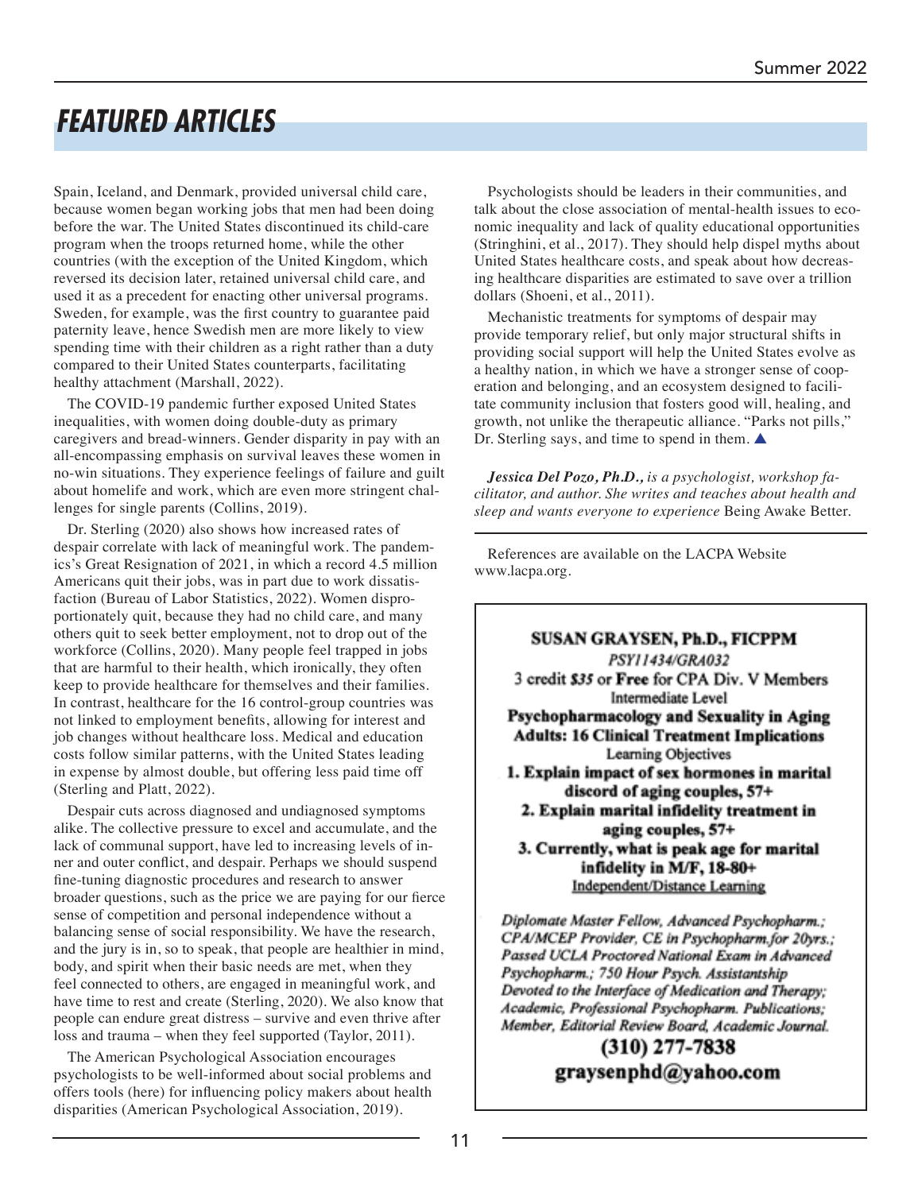## FEATURED ARTICLES

Spain, Iceland, and Denmark, provided universal child care, because women began working jobs that men had been doing before the war. The United States discontinued its child-care program when the troops returned home, while the other countries (with the exception of the United Kingdom, which reversed its decision later, retained universal child care, and used it as a precedent for enacting other universal programs. Sweden, for example, was the first country to guarantee paid paternity leave, hence Swedish men are more likely to view spending time with their children as a right rather than a duty compared to their United States counterparts, facilitating healthy attachment (Marshall, 2022).

The COVID-19 pandemic further exposed United States inequalities, with women doing double-duty as primary caregivers and bread-winners. Gender disparity in pay with an all-encompassing emphasis on survival leaves these women in no-win situations. They experience feelings of failure and guilt about homelife and work, which are even more stringent challenges for single parents (Collins, 2019).

Dr. Sterling (2020) also shows how increased rates of despair correlate with lack of meaningful work. The pandemics's Great Resignation of 2021, in which a record 4.5 million Americans quit their jobs, was in part due to work dissatisfaction (Bureau of Labor Statistics, 2022). Women disproportionately quit, because they had no child care, and many others quit to seek better employment, not to drop out of the workforce (Collins, 2020). Many people feel trapped in jobs that are harmful to their health, which ironically, they often keep to provide healthcare for themselves and their families. In contrast, healthcare for the 16 control-group countries was not linked to employment benefits, allowing for interest and job changes without healthcare loss. Medical and education costs follow similar patterns, with the United States leading in expense by almost double, but offering less paid time off (Sterling and Platt, 2022).

Despair cuts across diagnosed and undiagnosed symptoms alike. The collective pressure to excel and accumulate, and the lack of communal support, have led to increasing levels of inner and outer conflict, and despair. Perhaps we should suspend fine-tuning diagnostic procedures and research to answer broader questions, such as the price we are paying for our fierce sense of competition and personal independence without a balancing sense of social responsibility. We have the research, and the jury is in, so to speak, that people are healthier in mind, body, and spirit when their basic needs are met, when they feel connected to others, are engaged in meaningful work, and have time to rest and create (Sterling, 2020). We also know that people can endure great distress – survive and even thrive after loss and trauma – when they feel supported (Taylor, 2011).

The American Psychological Association encourages psychologists to be well-informed about social problems and offers tools (here) for influencing policy makers about health disparities (American Psychological Association, 2019).

Psychologists should be leaders in their communities, and talk about the close association of mental-health issues to economic inequality and lack of quality educational opportunities (Stringhini, et al., 2017). They should help dispel myths about United States healthcare costs, and speak about how decreasing healthcare disparities are estimated to save over a trillion dollars (Shoeni, et al., 2011).

Mechanistic treatments for symptoms of despair may provide temporary relief, but only major structural shifts in providing social support will help the United States evolve as a healthy nation, in which we have a stronger sense of cooperation and belonging, and an ecosystem designed to facilitate community inclusion that fosters good will, healing, and growth, not unlike the therapeutic alliance. "Parks not pills," Dr. Sterling says, and time to spend in them. ▲

***Jessica Del Pozo, Ph.D.,*** *is a psychologist, workshop facilitator, and author. She writes and teaches about health and sleep and wants everyone to experience* Being Awake Better.

---

References are available on the LACPA Website www.lacpa.org.

---

**SUSAN GRAYSEN, Ph.D., FICPPM**

*PSY11434/GRA032*

3 credit ***$35*** or **Free** for CPA Div. V Members

Intermediate Level

**Psychopharmacology and Sexuality in Aging Adults: 16 Clinical Treatment Implications**

Learning Objectives

1. **Explain impact of sex hormones in marital discord of aging couples, 57+**
2. **Explain marital infidelity treatment in aging couples, 57+**
3. **Currently, what is peak age for marital infidelity in M/F, 18-80+**

Independent/Distance Learning

*Diplomate Master Fellow, Advanced Psychopharm.; CPA/MCEP Provider, CE in Psychopharm.for 20yrs.; Passed UCLA Proctored National Exam in Advanced Psychopharm.; 750 Hour Psych. Assistantship Devoted to the Interface of Medication and Therapy; Academic, Professional Psychopharm. Publications; Member, Editorial Review Board, Academic Journal.*

**(310) 277-7838**

**graysenphd@yahoo.com**